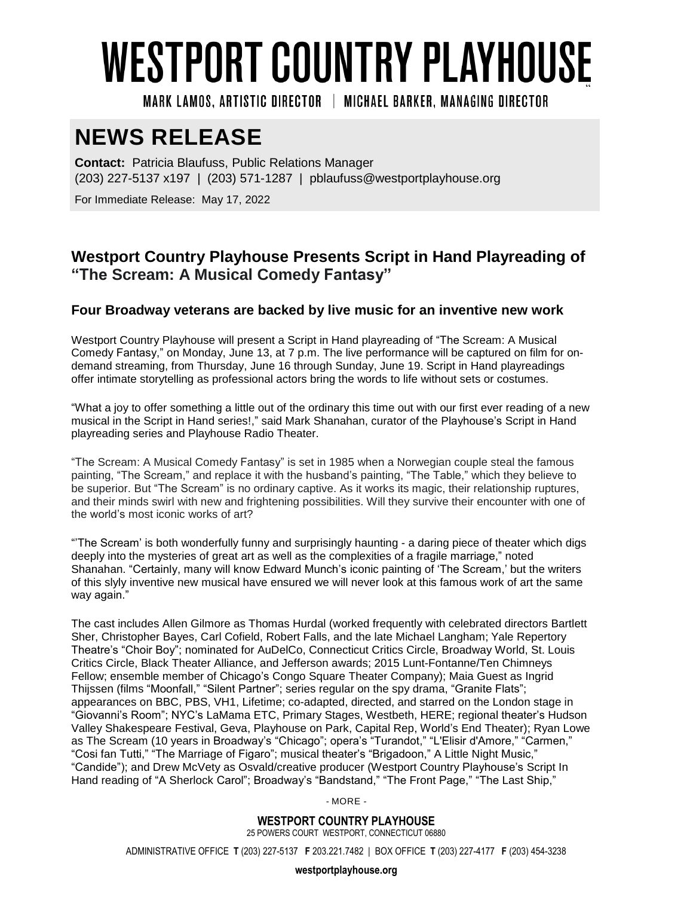# WESTPORT COUNTRY PLAYHOUSE

MARK LAMOS, ARTISTIC DIRECTOR | MICHAEL BARKER, MANAGING DIRECTOR

## NEWS RELEASE

**Contact:** Patricia Blaufuss, Public Relations Manager
(203) 227-5137 x197 | (203) 571-1287 | pblaufuss@westportplayhouse.org

For Immediate Release: May 17, 2022

### Westport Country Playhouse Presents Script in Hand Playreading of "The Scream: A Musical Comedy Fantasy"

#### Four Broadway veterans are backed by live music for an inventive new work

Westport Country Playhouse will present a Script in Hand playreading of "The Scream: A Musical Comedy Fantasy," on Monday, June 13, at 7 p.m. The live performance will be captured on film for on-demand streaming, from Thursday, June 16 through Sunday, June 19. Script in Hand playreadings offer intimate storytelling as professional actors bring the words to life without sets or costumes.

"What a joy to offer something a little out of the ordinary this time out with our first ever reading of a new musical in the Script in Hand series!," said Mark Shanahan, curator of the Playhouse's Script in Hand playreading series and Playhouse Radio Theater.

"The Scream: A Musical Comedy Fantasy" is set in 1985 when a Norwegian couple steal the famous painting, "The Scream," and replace it with the husband's painting, "The Table," which they believe to be superior. But "The Scream" is no ordinary captive. As it works its magic, their relationship ruptures, and their minds swirl with new and frightening possibilities. Will they survive their encounter with one of the world's most iconic works of art?

"'The Scream' is both wonderfully funny and surprisingly haunting - a daring piece of theater which digs deeply into the mysteries of great art as well as the complexities of a fragile marriage," noted Shanahan. "Certainly, many will know Edward Munch's iconic painting of 'The Scream,' but the writers of this slyly inventive new musical have ensured we will never look at this famous work of art the same way again."

The cast includes Allen Gilmore as Thomas Hurdal (worked frequently with celebrated directors Bartlett Sher, Christopher Bayes, Carl Cofield, Robert Falls, and the late Michael Langham; Yale Repertory Theatre's "Choir Boy"; nominated for AuDelCo, Connecticut Critics Circle, Broadway World, St. Louis Critics Circle, Black Theater Alliance, and Jefferson awards; 2015 Lunt-Fontanne/Ten Chimneys Fellow; ensemble member of Chicago's Congo Square Theater Company); Maia Guest as Ingrid Thijssen (films "Moonfall," "Silent Partner"; series regular on the spy drama, "Granite Flats"; appearances on BBC, PBS, VH1, Lifetime; co-adapted, directed, and starred on the London stage in "Giovanni's Room"; NYC's LaMama ETC, Primary Stages, Westbeth, HERE; regional theater's Hudson Valley Shakespeare Festival, Geva, Playhouse on Park, Capital Rep, World's End Theater); Ryan Lowe as The Scream (10 years in Broadway's "Chicago"; opera's "Turandot," "L'Elisir d'Amore," "Carmen," "Cosi fan Tutti," "The Marriage of Figaro"; musical theater's "Brigadoon," A Little Night Music," "Candide"); and Drew McVety as Osvald/creative producer (Westport Country Playhouse's Script In Hand reading of "A Sherlock Carol"; Broadway's "Bandstand," "The Front Page," "The Last Ship,"

- MORE -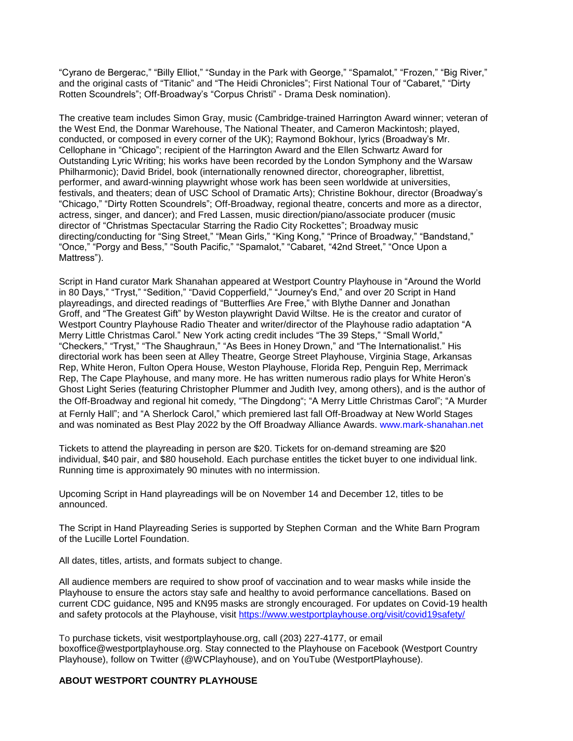"Cyrano de Bergerac," "Billy Elliot," "Sunday in the Park with George," "Spamalot," "Frozen," "Big River," and the original casts of "Titanic" and "The Heidi Chronicles"; First National Tour of "Cabaret," "Dirty Rotten Scoundrels"; Off-Broadway's "Corpus Christi" - Drama Desk nomination).

The creative team includes Simon Gray, music (Cambridge-trained Harrington Award winner; veteran of the West End, the Donmar Warehouse, The National Theater, and Cameron Mackintosh; played, conducted, or composed in every corner of the UK); Raymond Bokhour, lyrics (Broadway's Mr. Cellophane in "Chicago"; recipient of the Harrington Award and the Ellen Schwartz Award for Outstanding Lyric Writing; his works have been recorded by the London Symphony and the Warsaw Philharmonic); David Bridel, book (internationally renowned director, choreographer, librettist, performer, and award-winning playwright whose work has been seen worldwide at universities, festivals, and theaters; dean of USC School of Dramatic Arts); Christine Bokhour, director (Broadway's "Chicago," "Dirty Rotten Scoundrels"; Off-Broadway, regional theatre, concerts and more as a director, actress, singer, and dancer); and Fred Lassen, music direction/piano/associate producer (music director of "Christmas Spectacular Starring the Radio City Rockettes"; Broadway music directing/conducting for "Sing Street," "Mean Girls," "King Kong," "Prince of Broadway," "Bandstand," "Once," "Porgy and Bess," "South Pacific," "Spamalot," "Cabaret, "42nd Street," "Once Upon a Mattress").

Script in Hand curator Mark Shanahan appeared at Westport Country Playhouse in "Around the World in 80 Days," "Tryst," "Sedition," "David Copperfield," "Journey's End," and over 20 Script in Hand playreadings, and directed readings of "Butterflies Are Free," with Blythe Danner and Jonathan Groff, and "The Greatest Gift" by Weston playwright David Wiltse. He is the creator and curator of Westport Country Playhouse Radio Theater and writer/director of the Playhouse radio adaptation "A Merry Little Christmas Carol." New York acting credit includes "The 39 Steps," "Small World," "Checkers," "Tryst," "The Shaughraun," "As Bees in Honey Drown," and "The Internationalist." His directorial work has been seen at Alley Theatre, George Street Playhouse, Virginia Stage, Arkansas Rep, White Heron, Fulton Opera House, Weston Playhouse, Florida Rep, Penguin Rep, Merrimack Rep, The Cape Playhouse, and many more. He has written numerous radio plays for White Heron's Ghost Light Series (featuring Christopher Plummer and Judith Ivey, among others), and is the author of the Off-Broadway and regional hit comedy, "The Dingdong"; "A Merry Little Christmas Carol"; "A Murder at Fernly Hall"; and "A Sherlock Carol," which premiered last fall Off-Broadway at New World Stages and was nominated as Best Play 2022 by the Off Broadway Alliance Awards. www.mark-shanahan.net

Tickets to attend the playreading in person are $20. Tickets for on-demand streaming are $20 individual, $40 pair, and $80 household. Each purchase entitles the ticket buyer to one individual link. Running time is approximately 90 minutes with no intermission.

Upcoming Script in Hand playreadings will be on November 14 and December 12, titles to be announced.

The Script in Hand Playreading Series is supported by Stephen Corman and the White Barn Program of the Lucille Lortel Foundation.

All dates, titles, artists, and formats subject to change.

All audience members are required to show proof of vaccination and to wear masks while inside the Playhouse to ensure the actors stay safe and healthy to avoid performance cancellations. Based on current CDC guidance, N95 and KN95 masks are strongly encouraged. For updates on Covid-19 health and safety protocols at the Playhouse, visit https://www.westportplayhouse.org/visit/covid19safety/

To purchase tickets, visit westportplayhouse.org, call (203) 227-4177, or email boxoffice@westportplayhouse.org. Stay connected to the Playhouse on Facebook (Westport Country Playhouse), follow on Twitter (@WCPlayhouse), and on YouTube (WestportPlayhouse).

**ABOUT WESTPORT COUNTRY PLAYHOUSE**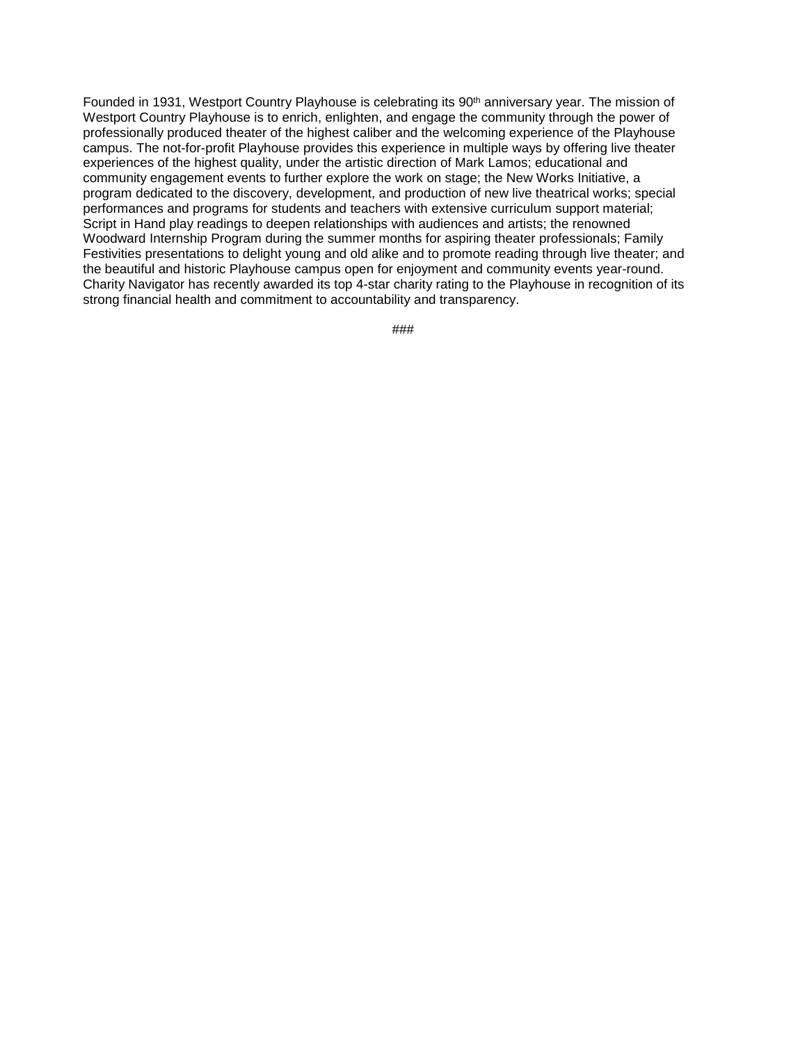Founded in 1931, Westport Country Playhouse is celebrating its 90th anniversary year. The mission of Westport Country Playhouse is to enrich, enlighten, and engage the community through the power of professionally produced theater of the highest caliber and the welcoming experience of the Playhouse campus. The not-for-profit Playhouse provides this experience in multiple ways by offering live theater experiences of the highest quality, under the artistic direction of Mark Lamos; educational and community engagement events to further explore the work on stage; the New Works Initiative, a program dedicated to the discovery, development, and production of new live theatrical works; special performances and programs for students and teachers with extensive curriculum support material; Script in Hand play readings to deepen relationships with audiences and artists; the renowned Woodward Internship Program during the summer months for aspiring theater professionals; Family Festivities presentations to delight young and old alike and to promote reading through live theater; and the beautiful and historic Playhouse campus open for enjoyment and community events year-round. Charity Navigator has recently awarded its top 4-star charity rating to the Playhouse in recognition of its strong financial health and commitment to accountability and transparency.

###